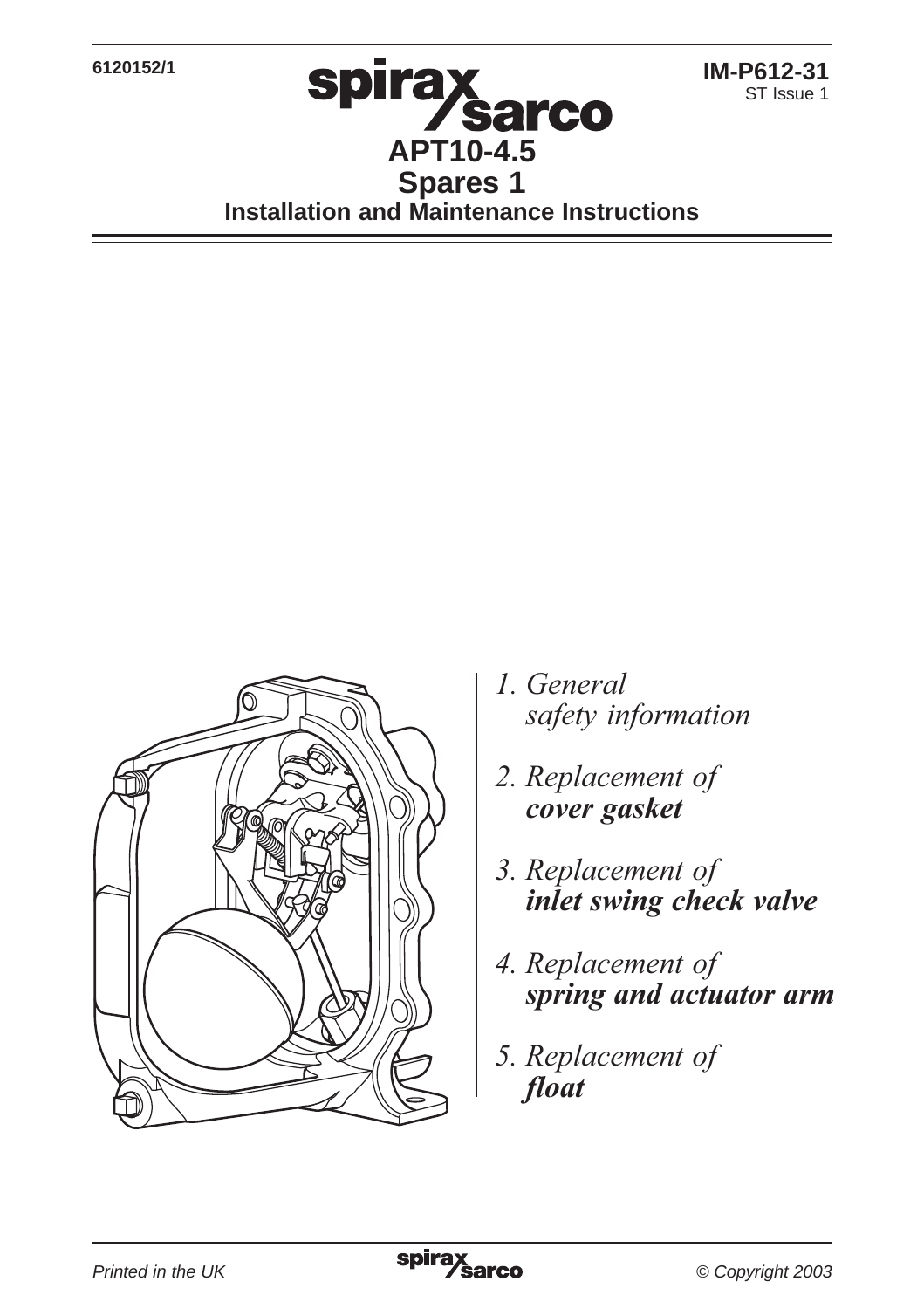6120152/1

IM-P612-31
ST Issue 1

# APT10-4.5
## Spares 1
### Installation and Maintenance Instructions

1. General
   *safety information*

2. Replacement of
   ***cover gasket***

3. Replacement of
   ***inlet swing check valve***

4. Replacement of
   ***spring and actuator arm***

5. Replacement of
   ***float***

*Printed in the UK*

*© Copyright 2003*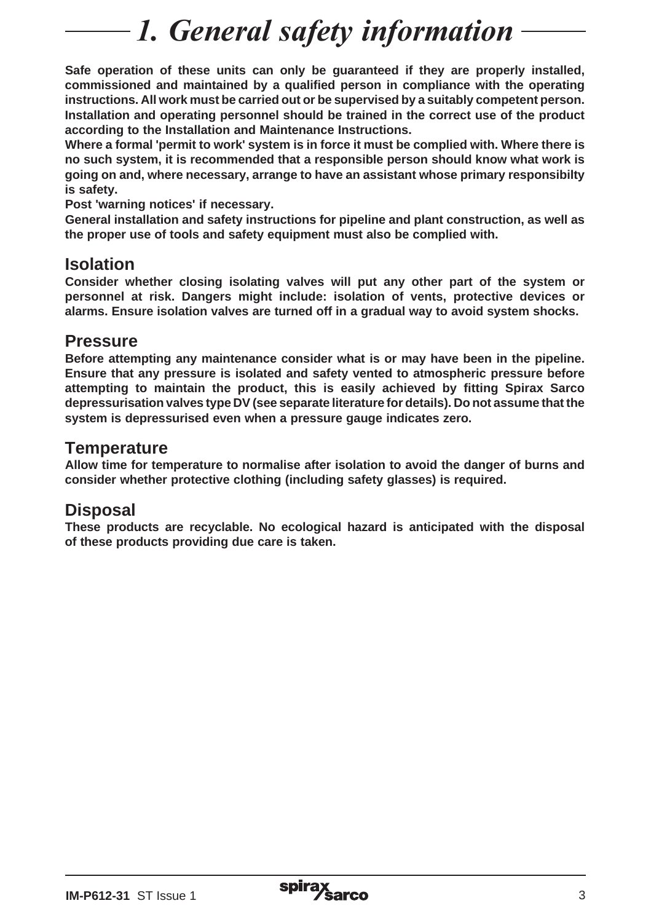# 1. General safety information

**Safe operation of these units can only be guaranteed if they are properly installed, commissioned and maintained by a qualified person in compliance with the operating instructions. All work must be carried out or be supervised by a suitably competent person. Installation and operating personnel should be trained in the correct use of the product according to the Installation and Maintenance Instructions.**

**Where a formal 'permit to work' system is in force it must be complied with. Where there is no such system, it is recommended that a responsible person should know what work is going on and, where necessary, arrange to have an assistant whose primary responsibilty is safety.**

**Post 'warning notices' if necessary.**

**General installation and safety instructions for pipeline and plant construction, as well as the proper use of tools and safety equipment must also be complied with.**

## Isolation

**Consider whether closing isolating valves will put any other part of the system or personnel at risk. Dangers might include: isolation of vents, protective devices or alarms. Ensure isolation valves are turned off in a gradual way to avoid system shocks.**

## Pressure

**Before attempting any maintenance consider what is or may have been in the pipeline. Ensure that any pressure is isolated and safety vented to atmospheric pressure before attempting to maintain the product, this is easily achieved by fitting Spirax Sarco depressurisation valves type DV (see separate literature for details). Do not assume that the system is depressurised even when a pressure gauge indicates zero.**

## Temperature

**Allow time for temperature to normalise after isolation to avoid the danger of burns and consider whether protective clothing (including safety glasses) is required.**

## Disposal

**These products are recyclable. No ecological hazard is anticipated with the disposal of these products providing due care is taken.**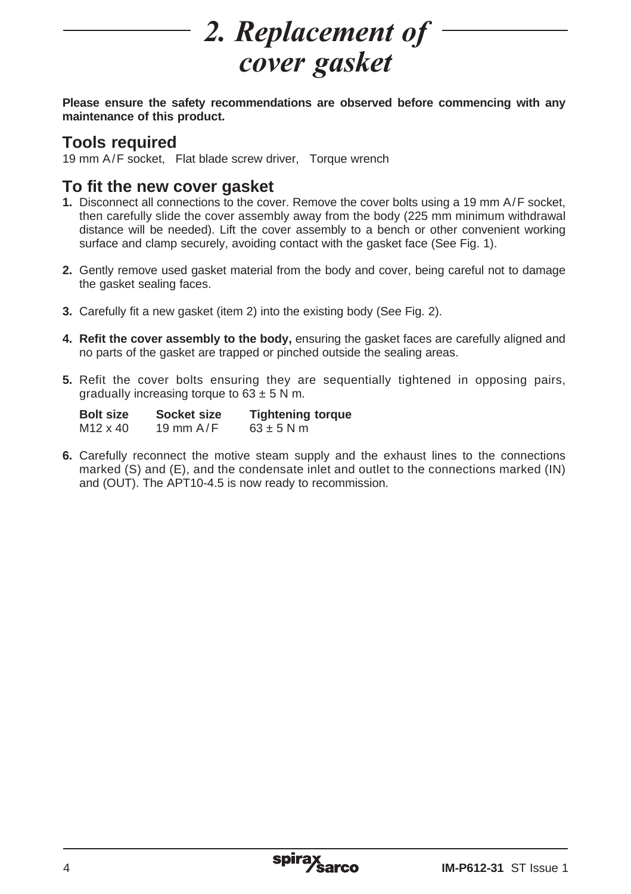# 2. Replacement of cover gasket

**Please ensure the safety recommendations are observed before commencing with any maintenance of this product.**

## Tools required

19 mm A/F socket,  Flat blade screw driver,  Torque wrench

## To fit the new cover gasket

**1.** Disconnect all connections to the cover. Remove the cover bolts using a 19 mm A/F socket, then carefully slide the cover assembly away from the body (225 mm minimum withdrawal distance will be needed). Lift the cover assembly to a bench or other convenient working surface and clamp securely, avoiding contact with the gasket face (See Fig. 1).

**2.** Gently remove used gasket material from the body and cover, being careful not to damage the gasket sealing faces.

**3.** Carefully fit a new gasket (item 2) into the existing body (See Fig. 2).

**4.** **Refit the cover assembly to the body,** ensuring the gasket faces are carefully aligned and no parts of the gasket are trapped or pinched outside the sealing areas.

**5.** Refit the cover bolts ensuring they are sequentially tightened in opposing pairs, gradually increasing torque to 63 ± 5 N m.

| Bolt size | Socket size | Tightening torque |
|---|---|---|
| M12 x 40 | 19 mm A/F | 63 ± 5 N m |

**6.** Carefully reconnect the motive steam supply and the exhaust lines to the connections marked (S) and (E), and the condensate inlet and outlet to the connections marked (IN) and (OUT). The APT10-4.5 is now ready to recommission.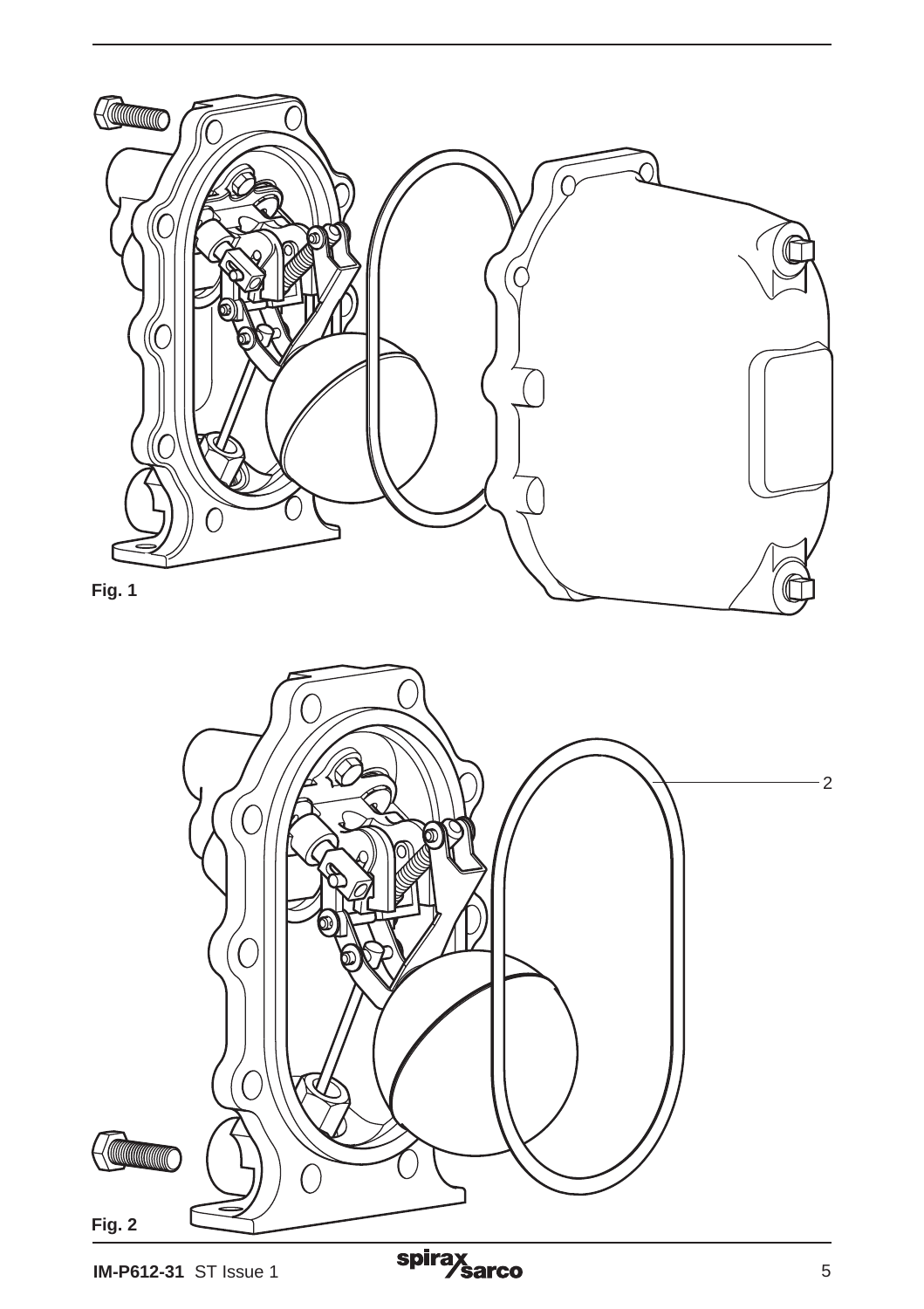2

Fig. 1

Fig. 2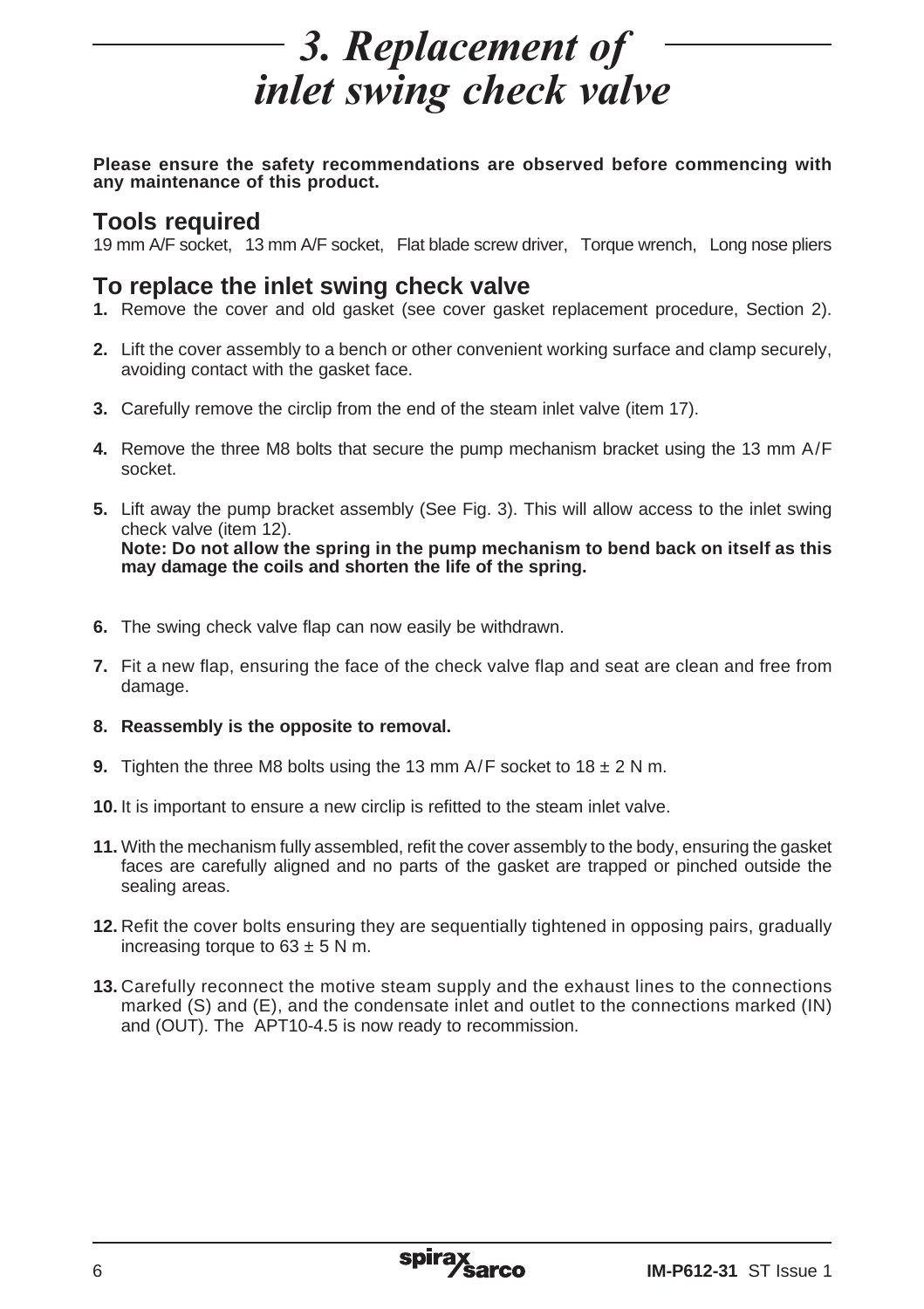# 3. Replacement of inlet swing check valve

**Please ensure the safety recommendations are observed before commencing with any maintenance of this product.**

## Tools required

19 mm A/F socket, 13 mm A/F socket, Flat blade screw driver, Torque wrench, Long nose pliers

## To replace the inlet swing check valve

**1.** Remove the cover and old gasket (see cover gasket replacement procedure, Section 2).

**2.** Lift the cover assembly to a bench or other convenient working surface and clamp securely, avoiding contact with the gasket face.

**3.** Carefully remove the circlip from the end of the steam inlet valve (item 17).

**4.** Remove the three M8 bolts that secure the pump mechanism bracket using the 13 mm A/F socket.

**5.** Lift away the pump bracket assembly (See Fig. 3). This will allow access to the inlet swing check valve (item 12).
**Note: Do not allow the spring in the pump mechanism to bend back on itself as this may damage the coils and shorten the life of the spring.**

**6.** The swing check valve flap can now easily be withdrawn.

**7.** Fit a new flap, ensuring the face of the check valve flap and seat are clean and free from damage.

**8. Reassembly is the opposite to removal.**

**9.** Tighten the three M8 bolts using the 13 mm A/F socket to 18 ± 2 N m.

**10.** It is important to ensure a new circlip is refitted to the steam inlet valve.

**11.** With the mechanism fully assembled, refit the cover assembly to the body, ensuring the gasket faces are carefully aligned and no parts of the gasket are trapped or pinched outside the sealing areas.

**12.** Refit the cover bolts ensuring they are sequentially tightened in opposing pairs, gradually increasing torque to 63 ± 5 N m.

**13.** Carefully reconnect the motive steam supply and the exhaust lines to the connections marked (S) and (E), and the condensate inlet and outlet to the connections marked (IN) and (OUT). The APT10-4.5 is now ready to recommission.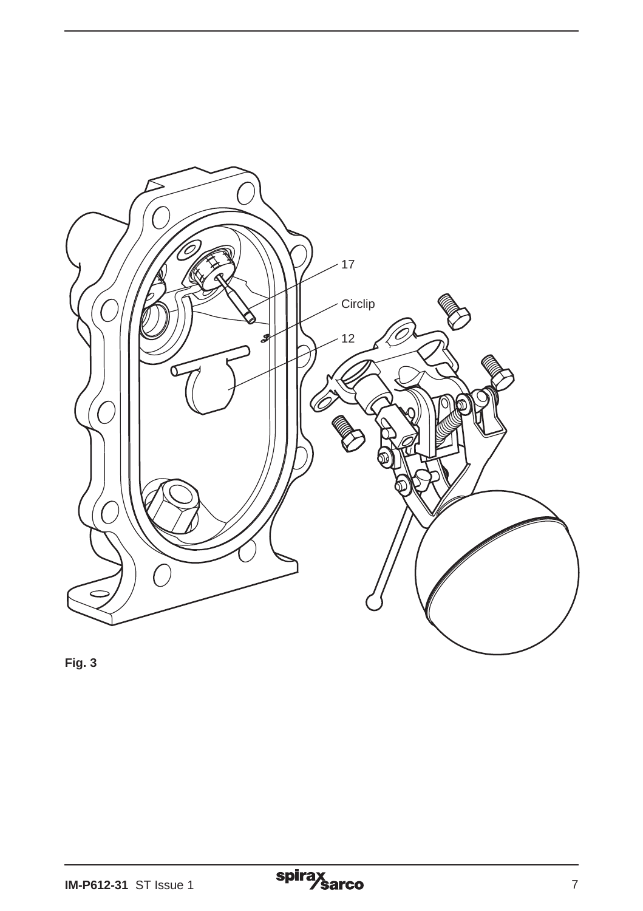17

Circlip

12

Fig. 3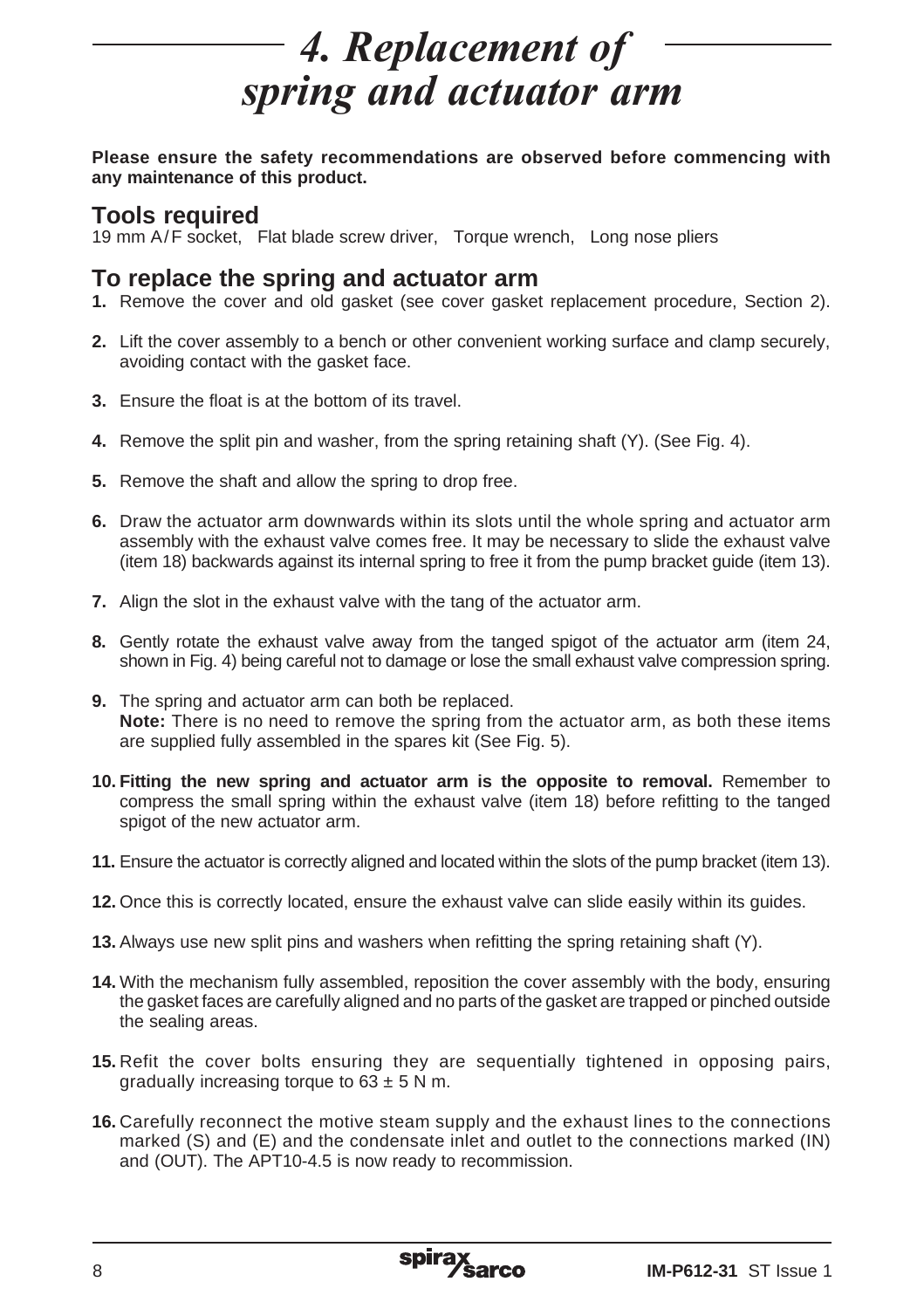# 4. Replacement of spring and actuator arm

**Please ensure the safety recommendations are observed before commencing with any maintenance of this product.**

## Tools required

19 mm A/F socket, Flat blade screw driver, Torque wrench, Long nose pliers

## To replace the spring and actuator arm

**1.** Remove the cover and old gasket (see cover gasket replacement procedure, Section 2).

**2.** Lift the cover assembly to a bench or other convenient working surface and clamp securely, avoiding contact with the gasket face.

**3.** Ensure the float is at the bottom of its travel.

**4.** Remove the split pin and washer, from the spring retaining shaft (Y). (See Fig. 4).

**5.** Remove the shaft and allow the spring to drop free.

**6.** Draw the actuator arm downwards within its slots until the whole spring and actuator arm assembly with the exhaust valve comes free. It may be necessary to slide the exhaust valve (item 18) backwards against its internal spring to free it from the pump bracket guide (item 13).

**7.** Align the slot in the exhaust valve with the tang of the actuator arm.

**8.** Gently rotate the exhaust valve away from the tanged spigot of the actuator arm (item 24, shown in Fig. 4) being careful not to damage or lose the small exhaust valve compression spring.

**9.** The spring and actuator arm can both be replaced.
**Note:** There is no need to remove the spring from the actuator arm, as both these items are supplied fully assembled in the spares kit (See Fig. 5).

**10. Fitting the new spring and actuator arm is the opposite to removal.** Remember to compress the small spring within the exhaust valve (item 18) before refitting to the tanged spigot of the new actuator arm.

**11.** Ensure the actuator is correctly aligned and located within the slots of the pump bracket (item 13).

**12.** Once this is correctly located, ensure the exhaust valve can slide easily within its guides.

**13.** Always use new split pins and washers when refitting the spring retaining shaft (Y).

**14.** With the mechanism fully assembled, reposition the cover assembly with the body, ensuring the gasket faces are carefully aligned and no parts of the gasket are trapped or pinched outside the sealing areas.

**15.** Refit the cover bolts ensuring they are sequentially tightened in opposing pairs, gradually increasing torque to $63 \pm 5$ N m.

**16.** Carefully reconnect the motive steam supply and the exhaust lines to the connections marked (S) and (E) and the condensate inlet and outlet to the connections marked (IN) and (OUT). The APT10-4.5 is now ready to recommission.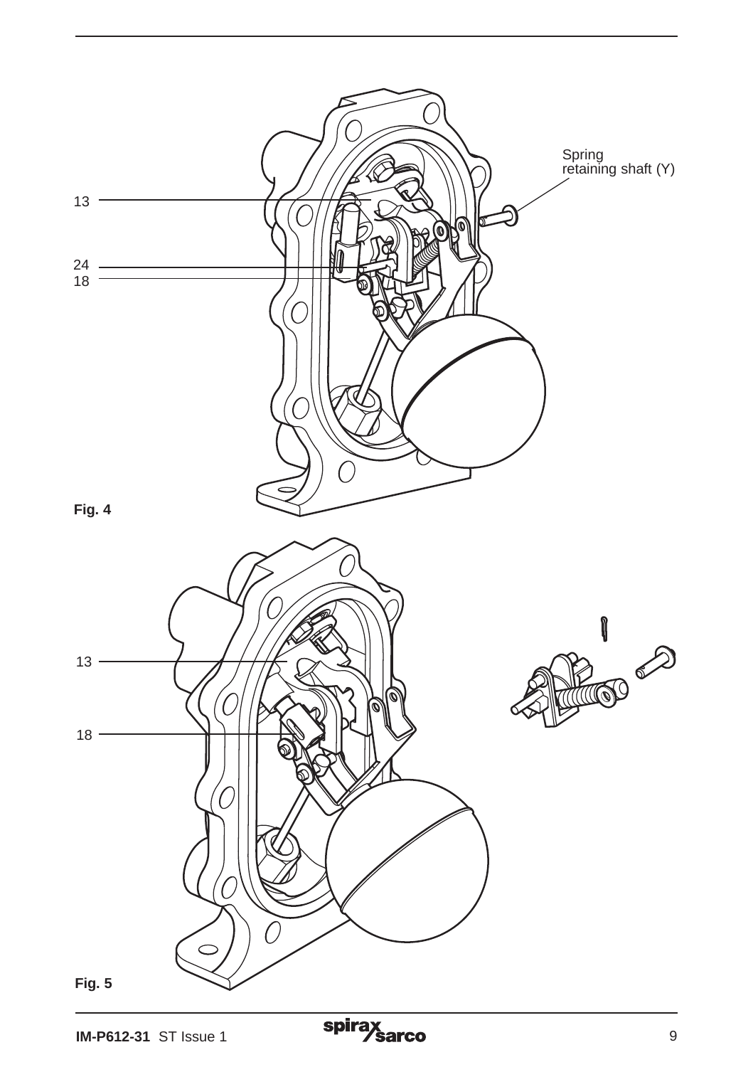13

24

18

Spring retaining shaft (Y)

**Fig. 4**

13

18

**Fig. 5**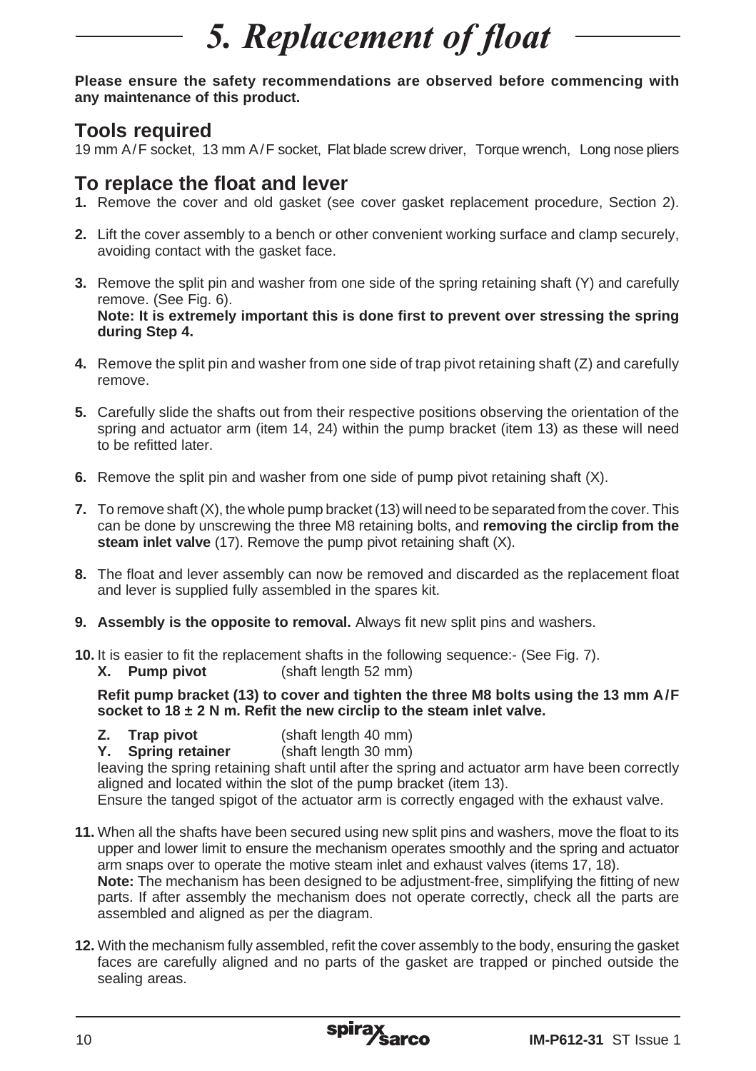# 5. Replacement of float

**Please ensure the safety recommendations are observed before commencing with any maintenance of this product.**

## Tools required

19 mm A/F socket, 13 mm A/F socket, Flat blade screw driver, Torque wrench, Long nose pliers

## To replace the float and lever

**1.** Remove the cover and old gasket (see cover gasket replacement procedure, Section 2).

**2.** Lift the cover assembly to a bench or other convenient working surface and clamp securely, avoiding contact with the gasket face.

**3.** Remove the split pin and washer from one side of the spring retaining shaft (Y) and carefully remove. (See Fig. 6).
**Note: It is extremely important this is done first to prevent over stressing the spring during Step 4.**

**4.** Remove the split pin and washer from one side of trap pivot retaining shaft (Z) and carefully remove.

**5.** Carefully slide the shafts out from their respective positions observing the orientation of the spring and actuator arm (item 14, 24) within the pump bracket (item 13) as these will need to be refitted later.

**6.** Remove the split pin and washer from one side of pump pivot retaining shaft (X).

**7.** To remove shaft (X), the whole pump bracket (13) will need to be separated from the cover. This can be done by unscrewing the three M8 retaining bolts, and **removing the circlip from the steam inlet valve** (17). Remove the pump pivot retaining shaft (X).

**8.** The float and lever assembly can now be removed and discarded as the replacement float and lever is supplied fully assembled in the spares kit.

**9. Assembly is the opposite to removal.** Always fit new split pins and washers.

**10.** It is easier to fit the replacement shafts in the following sequence:- (See Fig. 7).
**X. Pump pivot** (shaft length 52 mm)

**Refit pump bracket (13) to cover and tighten the three M8 bolts using the 13 mm A/F socket to 18 ± 2 N m. Refit the new circlip to the steam inlet valve.**

**Z. Trap pivot** (shaft length 40 mm)
**Y. Spring retainer** (shaft length 30 mm)
leaving the spring retaining shaft until after the spring and actuator arm have been correctly aligned and located within the slot of the pump bracket (item 13).
Ensure the tanged spigot of the actuator arm is correctly engaged with the exhaust valve.

**11.** When all the shafts have been secured using new split pins and washers, move the float to its upper and lower limit to ensure the mechanism operates smoothly and the spring and actuator arm snaps over to operate the motive steam inlet and exhaust valves (items 17, 18).
**Note:** The mechanism has been designed to be adjustment-free, simplifying the fitting of new parts. If after assembly the mechanism does not operate correctly, check all the parts are assembled and aligned as per the diagram.

**12.** With the mechanism fully assembled, refit the cover assembly to the body, ensuring the gasket faces are carefully aligned and no parts of the gasket are trapped or pinched outside the sealing areas.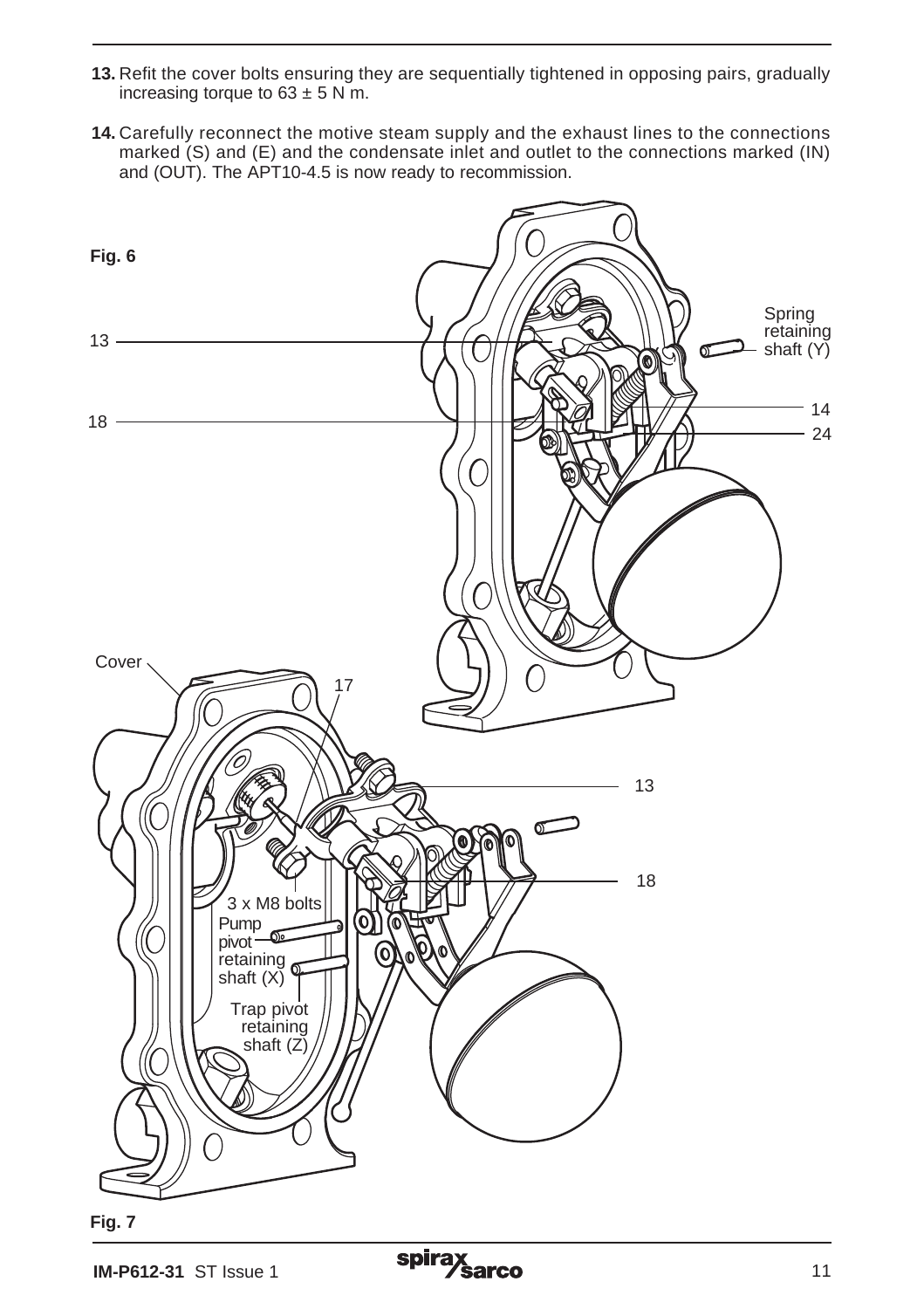13. Refit the cover bolts ensuring they are sequentially tightened in opposing pairs, gradually increasing torque to 63 ± 5 N m.

14. Carefully reconnect the motive steam supply and the exhaust lines to the connections marked (S) and (E) and the condensate inlet and outlet to the connections marked (IN) and (OUT). The APT10-4.5 is now ready to recommission.

**Fig. 6**

13

18

Spring retaining shaft (Y)

14

24

Cover

17

13

18

3 x M8 bolts

Pump pivot retaining shaft (X)

Trap pivot retaining shaft (Z)

**Fig. 7**